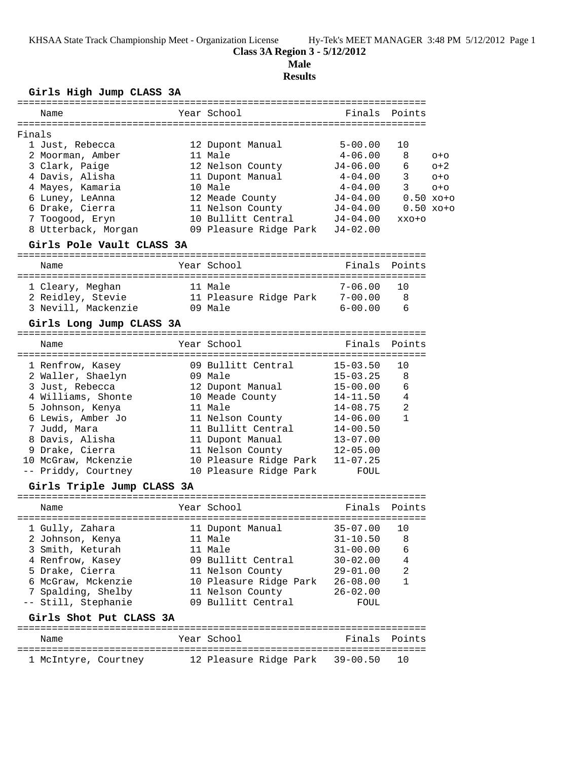KHSAA State Track Championship Meet - Organization License Hy-Tek's MEET MANAGER 3:48 PM 5/12/2012

**Class 3A Region 3 - 5/12/2012**

**Male**

**Results**

### Girls High Jump CLASS 3A

| Name | Year | School | Finals | Points | |
|---|---|---|---|---|---|
| **Finals** | | | | | |
| 1 Just, Rebecca | 12 | Dupont Manual | 5-00.00 | 10 | |
| 2 Moorman, Amber | 11 | Male | 4-06.00 | 8 | o+o |
| 3 Clark, Paige | 12 | Nelson County | J4-06.00 | 6 | o+2 |
| 4 Davis, Alisha | 11 | Dupont Manual | 4-04.00 | 3 | o+o |
| 4 Mayes, Kamaria | 10 | Male | 4-04.00 | 3 | o+o |
| 6 Luney, LeAnna | 12 | Meade County | J4-04.00 | 0.50 | xo+o |
| 6 Drake, Cierra | 11 | Nelson County | J4-04.00 | 0.50 | xo+o |
| 7 Toogood, Eryn | 10 | Bullitt Central | J4-04.00 | | xxo+o |
| 8 Utterback, Morgan | 09 | Pleasure Ridge Park | J4-02.00 | | |

### Girls Pole Vault CLASS 3A

| Name | Year | School | Finals | Points |
|---|---|---|---|---|
| 1 Cleary, Meghan | 11 | Male | 7-06.00 | 10 |
| 2 Reidley, Stevie | 11 | Pleasure Ridge Park | 7-00.00 | 8 |
| 3 Nevill, Mackenzie | 09 | Male | 6-00.00 | 6 |

### Girls Long Jump CLASS 3A

| Name | Year | School | Finals | Points |
|---|---|---|---|---|
| 1 Renfrow, Kasey | 09 | Bullitt Central | 15-03.50 | 10 |
| 2 Waller, Shaelyn | 09 | Male | 15-03.25 | 8 |
| 3 Just, Rebecca | 12 | Dupont Manual | 15-00.00 | 6 |
| 4 Williams, Shonte | 10 | Meade County | 14-11.50 | 4 |
| 5 Johnson, Kenya | 11 | Male | 14-08.75 | 2 |
| 6 Lewis, Amber Jo | 11 | Nelson County | 14-06.00 | 1 |
| 7 Judd, Mara | 11 | Bullitt Central | 14-00.50 | |
| 8 Davis, Alisha | 11 | Dupont Manual | 13-07.00 | |
| 9 Drake, Cierra | 11 | Nelson County | 12-05.00 | |
| 10 McGraw, Mckenzie | 10 | Pleasure Ridge Park | 11-07.25 | |
| -- Priddy, Courtney | 10 | Pleasure Ridge Park | FOUL | |

### Girls Triple Jump CLASS 3A

| Name | Year | School | Finals | Points |
|---|---|---|---|---|
| 1 Gully, Zahara | 11 | Dupont Manual | 35-07.00 | 10 |
| 2 Johnson, Kenya | 11 | Male | 31-10.50 | 8 |
| 3 Smith, Keturah | 11 | Male | 31-00.00 | 6 |
| 4 Renfrow, Kasey | 09 | Bullitt Central | 30-02.00 | 4 |
| 5 Drake, Cierra | 11 | Nelson County | 29-01.00 | 2 |
| 6 McGraw, Mckenzie | 10 | Pleasure Ridge Park | 26-08.00 | 1 |
| 7 Spalding, Shelby | 11 | Nelson County | 26-02.00 | |
| -- Still, Stephanie | 09 | Bullitt Central | FOUL | |

### Girls Shot Put CLASS 3A

| Name | Year | School | Finals | Points |
|---|---|---|---|---|
| 1 McIntyre, Courtney | 12 | Pleasure Ridge Park | 39-00.50 | 10 |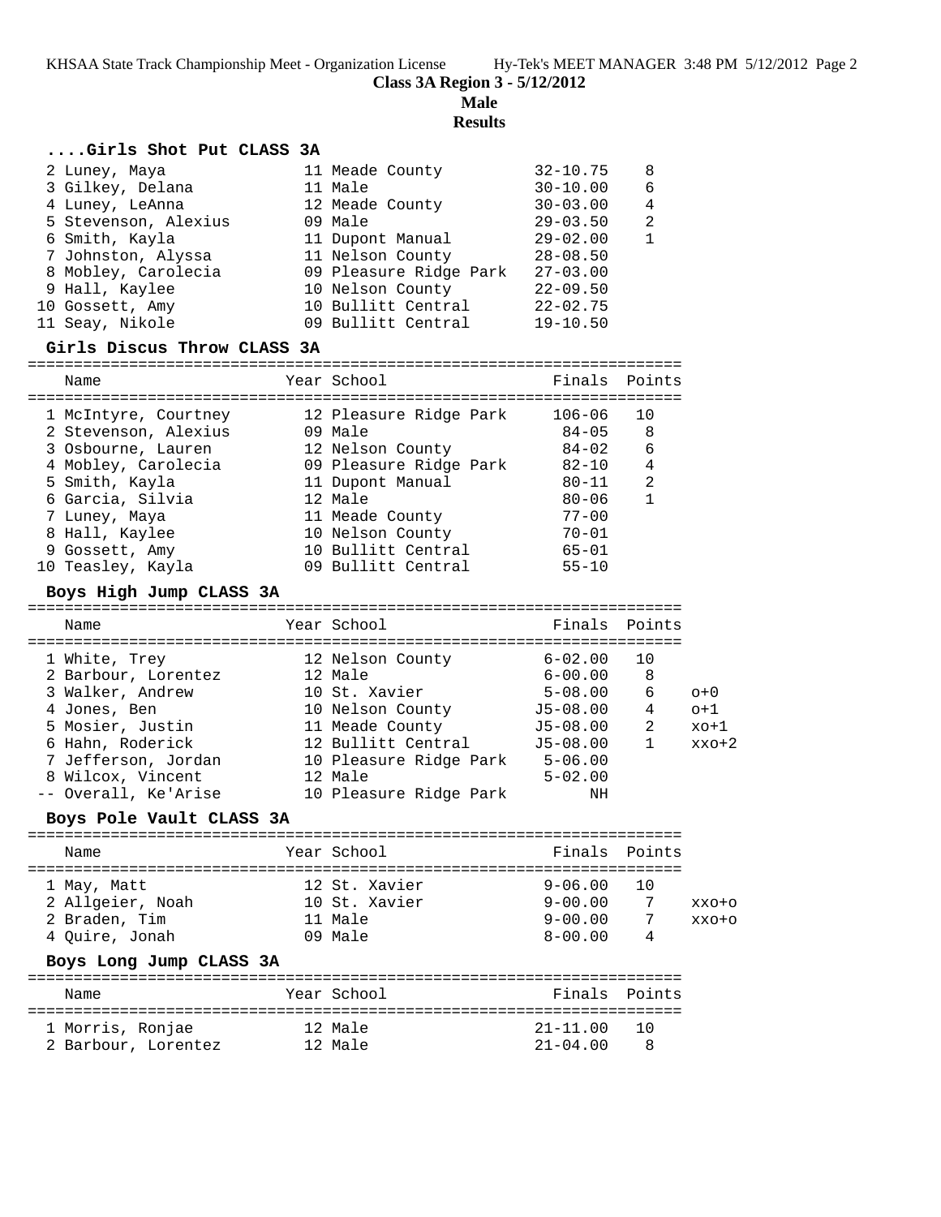**Class 3A Region 3 - 5/12/2012**

**Male**

**Results**

### ....Girls Shot Put CLASS 3A

| | Name | Year | School | Finals | Points |
|---|---|---|---|---|---|
| 2 | Luney, Maya | 11 | Meade County | 32-10.75 | 8 |
| 3 | Gilkey, Delana | 11 | Male | 30-10.00 | 6 |
| 4 | Luney, LeAnna | 12 | Meade County | 30-03.00 | 4 |
| 5 | Stevenson, Alexius | 09 | Male | 29-03.50 | 2 |
| 6 | Smith, Kayla | 11 | Dupont Manual | 29-02.00 | 1 |
| 7 | Johnston, Alyssa | 11 | Nelson County | 28-08.50 | |
| 8 | Mobley, Carolecia | 09 | Pleasure Ridge Park | 27-03.00 | |
| 9 | Hall, Kaylee | 10 | Nelson County | 22-09.50 | |
| 10 | Gossett, Amy | 10 | Bullitt Central | 22-02.75 | |
| 11 | Seay, Nikole | 09 | Bullitt Central | 19-10.50 | |

### Girls Discus Throw CLASS 3A

| | Name | Year | School | Finals | Points |
|---|---|---|---|---|---|
| 1 | McIntyre, Courtney | 12 | Pleasure Ridge Park | 106-06 | 10 |
| 2 | Stevenson, Alexius | 09 | Male | 84-05 | 8 |
| 3 | Osbourne, Lauren | 12 | Nelson County | 84-02 | 6 |
| 4 | Mobley, Carolecia | 09 | Pleasure Ridge Park | 82-10 | 4 |
| 5 | Smith, Kayla | 11 | Dupont Manual | 80-11 | 2 |
| 6 | Garcia, Silvia | 12 | Male | 80-06 | 1 |
| 7 | Luney, Maya | 11 | Meade County | 77-00 | |
| 8 | Hall, Kaylee | 10 | Nelson County | 70-01 | |
| 9 | Gossett, Amy | 10 | Bullitt Central | 65-01 | |
| 10 | Teasley, Kayla | 09 | Bullitt Central | 55-10 | |

### Boys High Jump CLASS 3A

| | Name | Year | School | Finals | Points | |
|---|---|---|---|---|---|---|
| 1 | White, Trey | 12 | Nelson County | 6-02.00 | 10 | |
| 2 | Barbour, Lorentez | 12 | Male | 6-00.00 | 8 | |
| 3 | Walker, Andrew | 10 | St. Xavier | 5-08.00 | 6 | o+0 |
| 4 | Jones, Ben | 10 | Nelson County | J5-08.00 | 4 | o+1 |
| 5 | Mosier, Justin | 11 | Meade County | J5-08.00 | 2 | xo+1 |
| 6 | Hahn, Roderick | 12 | Bullitt Central | J5-08.00 | 1 | xxo+2 |
| 7 | Jefferson, Jordan | 10 | Pleasure Ridge Park | 5-06.00 | | |
| 8 | Wilcox, Vincent | 12 | Male | 5-02.00 | | |
| -- | Overall, Ke'Arise | 10 | Pleasure Ridge Park | NH | | |

### Boys Pole Vault CLASS 3A

| | Name | Year | School | Finals | Points | |
|---|---|---|---|---|---|---|
| 1 | May, Matt | 12 | St. Xavier | 9-06.00 | 10 | |
| 2 | Allgeier, Noah | 10 | St. Xavier | 9-00.00 | 7 | xxo+o |
| 2 | Braden, Tim | 11 | Male | 9-00.00 | 7 | xxo+o |
| 4 | Quire, Jonah | 09 | Male | 8-00.00 | 4 | |

### Boys Long Jump CLASS 3A

| | Name | Year | School | Finals | Points |
|---|---|---|---|---|---|
| 1 | Morris, Ronjae | 12 | Male | 21-11.00 | 10 |
| 2 | Barbour, Lorentez | 12 | Male | 21-04.00 | 8 |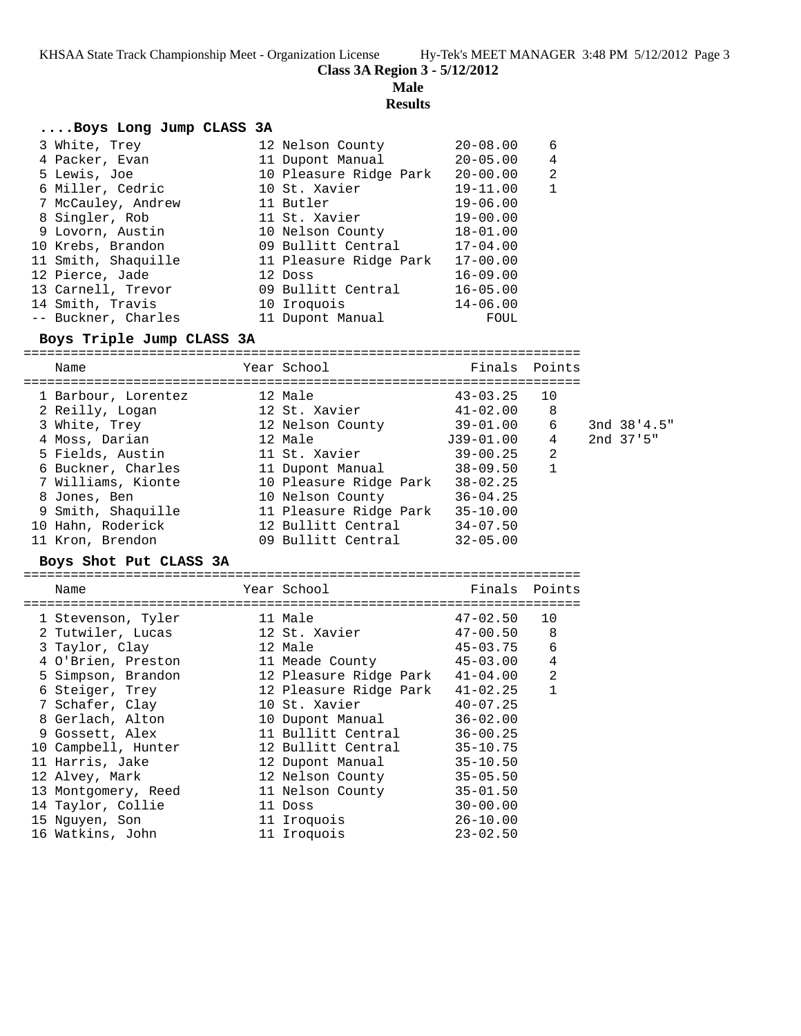## Class 3A Region 3 - 5/12/2012

### Male

### Results

### ....Boys Long Jump CLASS 3A

| Place | Name | Year | School | Finals | Points |
|---|---|---|---|---|---|
| 3 | White, Trey | 12 | Nelson County | 20-08.00 | 6 |
| 4 | Packer, Evan | 11 | Dupont Manual | 20-05.00 | 4 |
| 5 | Lewis, Joe | 10 | Pleasure Ridge Park | 20-00.00 | 2 |
| 6 | Miller, Cedric | 10 | St. Xavier | 19-11.00 | 1 |
| 7 | McCauley, Andrew | 11 | Butler | 19-06.00 | |
| 8 | Singler, Rob | 11 | St. Xavier | 19-00.00 | |
| 9 | Lovorn, Austin | 10 | Nelson County | 18-01.00 | |
| 10 | Krebs, Brandon | 09 | Bullitt Central | 17-04.00 | |
| 11 | Smith, Shaquille | 11 | Pleasure Ridge Park | 17-00.00 | |
| 12 | Pierce, Jade | 12 | Doss | 16-09.00 | |
| 13 | Carnell, Trevor | 09 | Bullitt Central | 16-05.00 | |
| 14 | Smith, Travis | 10 | Iroquois | 14-06.00 | |
| -- | Buckner, Charles | 11 | Dupont Manual | FOUL | |

### Boys Triple Jump CLASS 3A

| Place | Name | Year | School | Finals | Points | |
|---|---|---|---|---|---|---|
| 1 | Barbour, Lorentez | 12 | Male | 43-03.25 | 10 | |
| 2 | Reilly, Logan | 12 | St. Xavier | 41-02.00 | 8 | |
| 3 | White, Trey | 12 | Nelson County | 39-01.00 | 6 | 3nd 38'4.5" |
| 4 | Moss, Darian | 12 | Male | J39-01.00 | 4 | 2nd 37'5" |
| 5 | Fields, Austin | 11 | St. Xavier | 39-00.25 | 2 | |
| 6 | Buckner, Charles | 11 | Dupont Manual | 38-09.50 | 1 | |
| 7 | Williams, Kionte | 10 | Pleasure Ridge Park | 38-02.25 | | |
| 8 | Jones, Ben | 10 | Nelson County | 36-04.25 | | |
| 9 | Smith, Shaquille | 11 | Pleasure Ridge Park | 35-10.00 | | |
| 10 | Hahn, Roderick | 12 | Bullitt Central | 34-07.50 | | |
| 11 | Kron, Brendon | 09 | Bullitt Central | 32-05.00 | | |

### Boys Shot Put CLASS 3A

| Place | Name | Year | School | Finals | Points |
|---|---|---|---|---|---|
| 1 | Stevenson, Tyler | 11 | Male | 47-02.50 | 10 |
| 2 | Tutwiler, Lucas | 12 | St. Xavier | 47-00.50 | 8 |
| 3 | Taylor, Clay | 12 | Male | 45-03.75 | 6 |
| 4 | O'Brien, Preston | 11 | Meade County | 45-03.00 | 4 |
| 5 | Simpson, Brandon | 12 | Pleasure Ridge Park | 41-04.00 | 2 |
| 6 | Steiger, Trey | 12 | Pleasure Ridge Park | 41-02.25 | 1 |
| 7 | Schafer, Clay | 10 | St. Xavier | 40-07.25 | |
| 8 | Gerlach, Alton | 10 | Dupont Manual | 36-02.00 | |
| 9 | Gossett, Alex | 11 | Bullitt Central | 36-00.25 | |
| 10 | Campbell, Hunter | 12 | Bullitt Central | 35-10.75 | |
| 11 | Harris, Jake | 12 | Dupont Manual | 35-10.50 | |
| 12 | Alvey, Mark | 12 | Nelson County | 35-05.50 | |
| 13 | Montgomery, Reed | 11 | Nelson County | 35-01.50 | |
| 14 | Taylor, Collie | 11 | Doss | 30-00.00 | |
| 15 | Nguyen, Son | 11 | Iroquois | 26-10.00 | |
| 16 | Watkins, John | 11 | Iroquois | 23-02.50 | |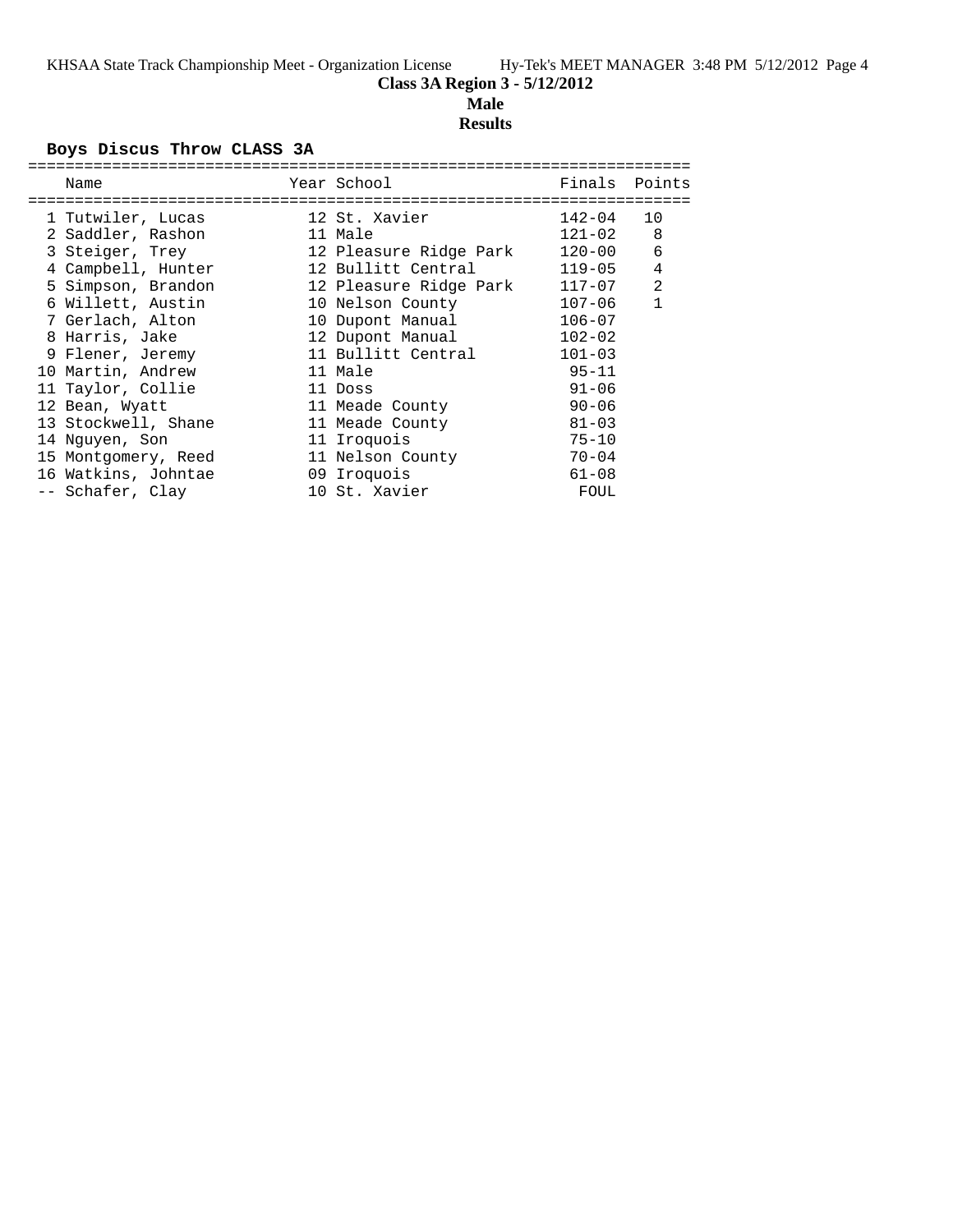**Class 3A Region 3 - 5/12/2012**

**Male**

**Results**

### Boys Discus Throw CLASS 3A

| | Name | Year | School | Finals | Points |
|---|---|---|---|---|---|
| 1 | Tutwiler, Lucas | 12 | St. Xavier | 142-04 | 10 |
| 2 | Saddler, Rashon | 11 | Male | 121-02 | 8 |
| 3 | Steiger, Trey | 12 | Pleasure Ridge Park | 120-00 | 6 |
| 4 | Campbell, Hunter | 12 | Bullitt Central | 119-05 | 4 |
| 5 | Simpson, Brandon | 12 | Pleasure Ridge Park | 117-07 | 2 |
| 6 | Willett, Austin | 10 | Nelson County | 107-06 | 1 |
| 7 | Gerlach, Alton | 10 | Dupont Manual | 106-07 | |
| 8 | Harris, Jake | 12 | Dupont Manual | 102-02 | |
| 9 | Flener, Jeremy | 11 | Bullitt Central | 101-03 | |
| 10 | Martin, Andrew | 11 | Male | 95-11 | |
| 11 | Taylor, Collie | 11 | Doss | 91-06 | |
| 12 | Bean, Wyatt | 11 | Meade County | 90-06 | |
| 13 | Stockwell, Shane | 11 | Meade County | 81-03 | |
| 14 | Nguyen, Son | 11 | Iroquois | 75-10 | |
| 15 | Montgomery, Reed | 11 | Nelson County | 70-04 | |
| 16 | Watkins, Johntae | 09 | Iroquois | 61-08 | |
| -- | Schafer, Clay | 10 | St. Xavier | FOUL | |